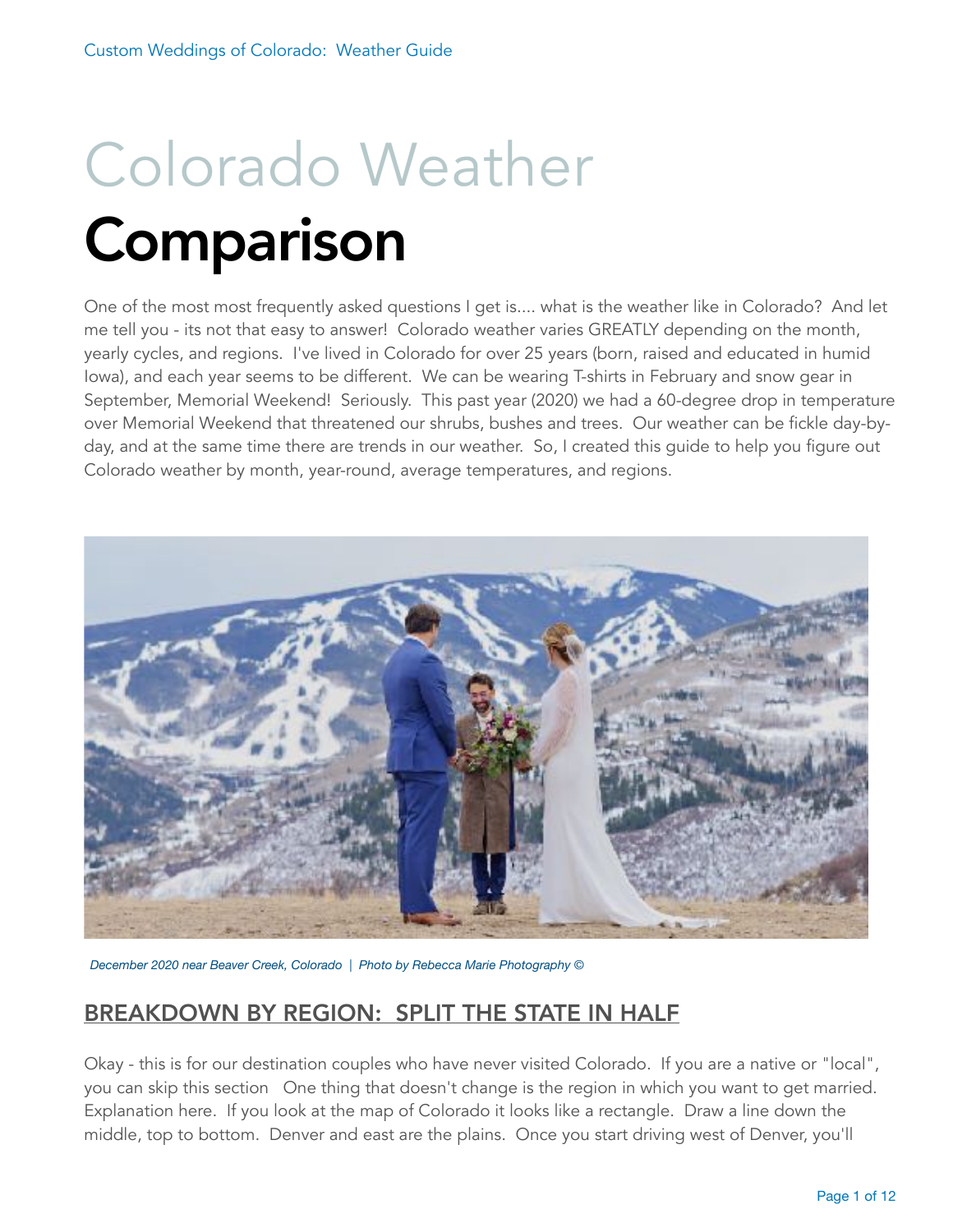# Colorado Weather Comparison

One of the most most frequently asked questions I get is.... what is the weather like in Colorado? And let me tell you - its not that easy to answer! Colorado weather varies GREATLY depending on the month, yearly cycles, and regions. I've lived in Colorado for over 25 years (born, raised and educated in humid Iowa), and each year seems to be different. We can be wearing T-shirts in February and snow gear in September, Memorial Weekend! Seriously. This past year (2020) we had a 60-degree drop in temperature over Memorial Weekend that threatened our shrubs, bushes and trees. Our weather can be fickle day-by-day, and at the same time there are trends in our weather. So, I created this guide to help you figure out Colorado weather by month, year-round, average temperatures, and regions.

*December 2020 near Beaver Creek, Colorado | Photo by Rebecca Marie Photography ©*

## BREAKDOWN BY REGION: SPLIT THE STATE IN HALF

Okay - this is for our destination couples who have never visited Colorado. If you are a native or "local", you can skip this section One thing that doesn't change is the region in which you want to get married. Explanation here. If you look at the map of Colorado it looks like a rectangle. Draw a line down the middle, top to bottom. Denver and east are the plains. Once you start driving west of Denver, you'll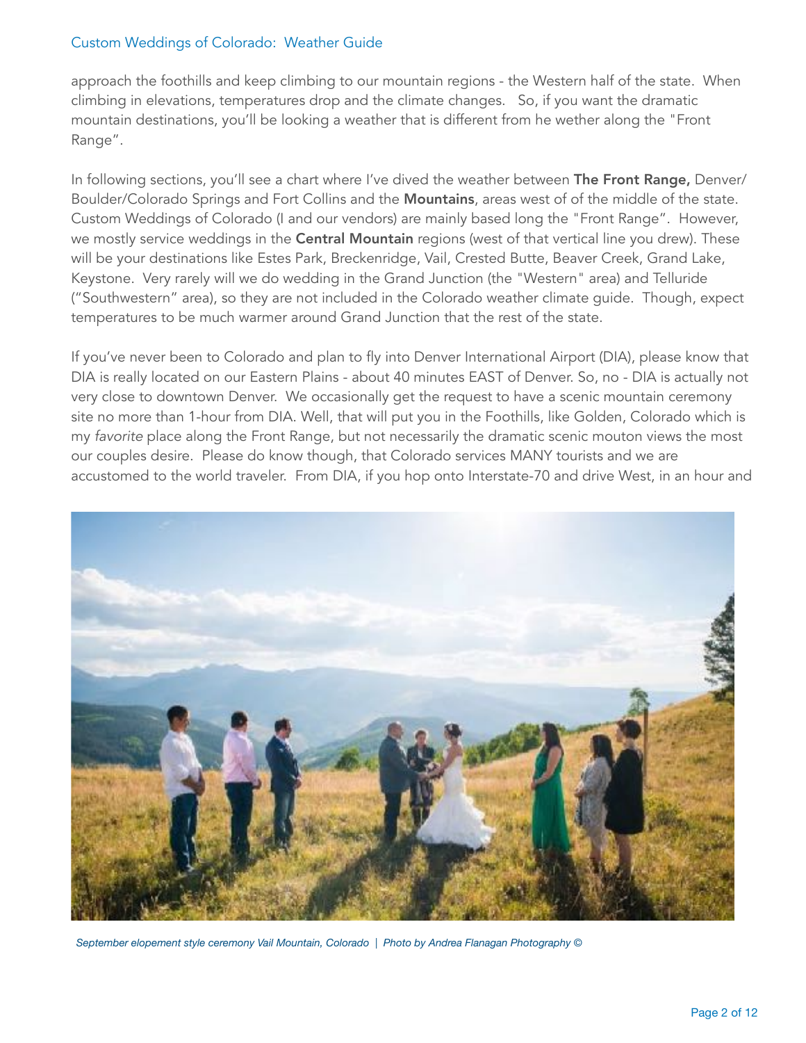approach the foothills and keep climbing to our mountain regions - the Western half of the state. When climbing in elevations, temperatures drop and the climate changes. So, if you want the dramatic mountain destinations, you'll be looking a weather that is different from he wether along the "Front Range".

In following sections, you'll see a chart where I've dived the weather between **The Front Range,** Denver/ Boulder/Colorado Springs and Fort Collins and the **Mountains**, areas west of of the middle of the state. Custom Weddings of Colorado (I and our vendors) are mainly based long the "Front Range". However, we mostly service weddings in the **Central Mountain** regions (west of that vertical line you drew). These will be your destinations like Estes Park, Breckenridge, Vail, Crested Butte, Beaver Creek, Grand Lake, Keystone. Very rarely will we do wedding in the Grand Junction (the "Western" area) and Telluride ("Southwestern" area), so they are not included in the Colorado weather climate guide. Though, expect temperatures to be much warmer around Grand Junction that the rest of the state.

If you've never been to Colorado and plan to fly into Denver International Airport (DIA), please know that DIA is really located on our Eastern Plains - about 40 minutes EAST of Denver. So, no - DIA is actually not very close to downtown Denver. We occasionally get the request to have a scenic mountain ceremony site no more than 1-hour from DIA. Well, that will put you in the Foothills, like Golden, Colorado which is my *favorite* place along the Front Range, but not necessarily the dramatic scenic mouton views the most our couples desire. Please do know though, that Colorado services MANY tourists and we are accustomed to the world traveler. From DIA, if you hop onto Interstate-70 and drive West, in an hour and

*September elopement style ceremony Vail Mountain, Colorado | Photo by Andrea Flanagan Photography ©*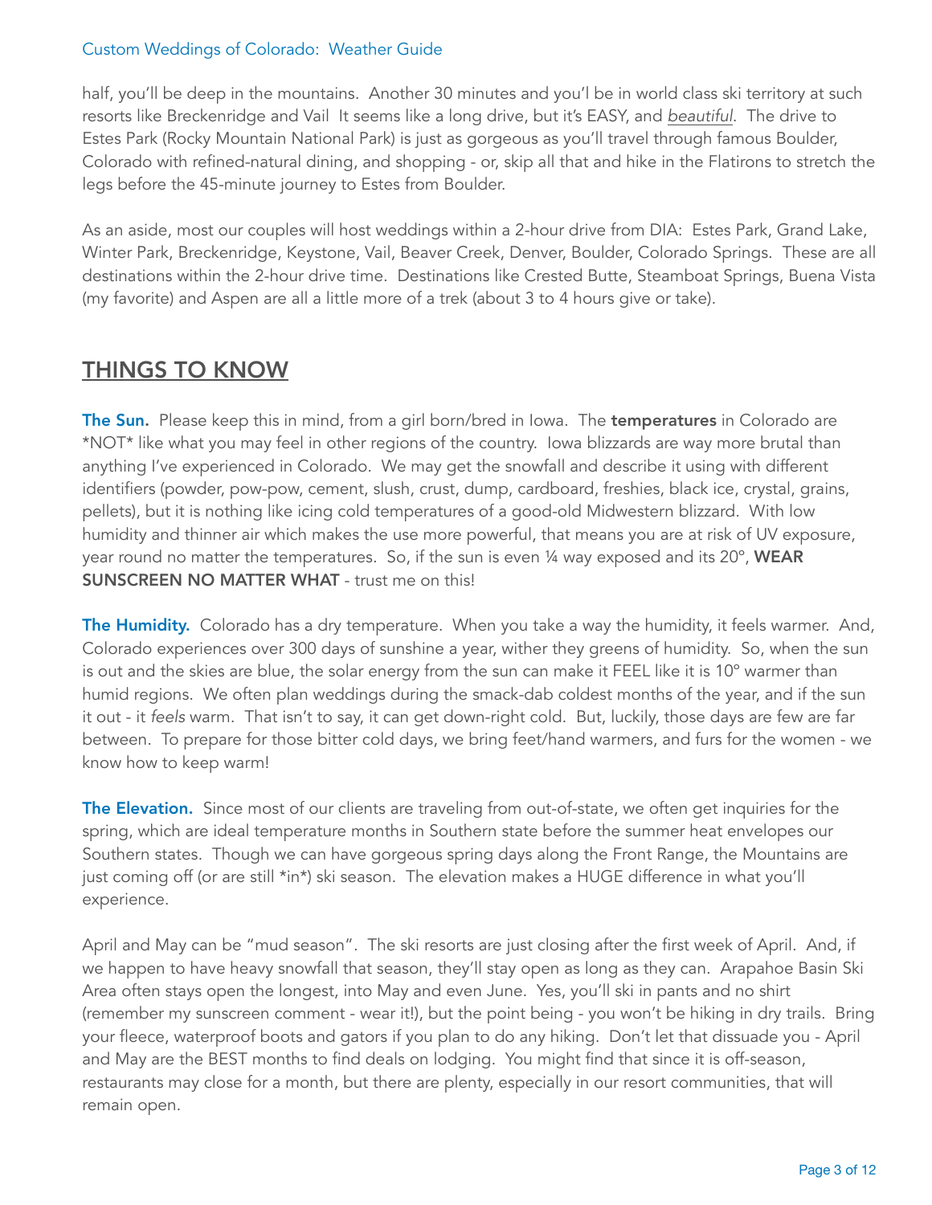half, you'll be deep in the mountains. Another 30 minutes and you'l be in world class ski territory at such resorts like Breckenridge and Vail It seems like a long drive, but it's EASY, and *beautiful*. The drive to Estes Park (Rocky Mountain National Park) is just as gorgeous as you'll travel through famous Boulder, Colorado with refined-natural dining, and shopping - or, skip all that and hike in the Flatirons to stretch the legs before the 45-minute journey to Estes from Boulder.

As an aside, most our couples will host weddings within a 2-hour drive from DIA: Estes Park, Grand Lake, Winter Park, Breckenridge, Keystone, Vail, Beaver Creek, Denver, Boulder, Colorado Springs. These are all destinations within the 2-hour drive time. Destinations like Crested Butte, Steamboat Springs, Buena Vista (my favorite) and Aspen are all a little more of a trek (about 3 to 4 hours give or take).

## THINGS TO KNOW

**The Sun.** Please keep this in mind, from a girl born/bred in Iowa. The **temperatures** in Colorado are *NOT* like what you may feel in other regions of the country. Iowa blizzards are way more brutal than anything I've experienced in Colorado. We may get the snowfall and describe it using with different identifiers (powder, pow-pow, cement, slush, crust, dump, cardboard, freshies, black ice, crystal, grains, pellets), but it is nothing like icing cold temperatures of a good-old Midwestern blizzard. With low humidity and thinner air which makes the use more powerful, that means you are at risk of UV exposure, year round no matter the temperatures. So, if the sun is even ¼ way exposed and its 20°, **WEAR SUNSCREEN NO MATTER WHAT** - trust me on this!

**The Humidity.** Colorado has a dry temperature. When you take a way the humidity, it feels warmer. And, Colorado experiences over 300 days of sunshine a year, wither they greens of humidity. So, when the sun is out and the skies are blue, the solar energy from the sun can make it FEEL like it is 10° warmer than humid regions. We often plan weddings during the smack-dab coldest months of the year, and if the sun it out - it *feels* warm. That isn't to say, it can get down-right cold. But, luckily, those days are few are far between. To prepare for those bitter cold days, we bring feet/hand warmers, and furs for the women - we know how to keep warm!

**The Elevation.** Since most of our clients are traveling from out-of-state, we often get inquiries for the spring, which are ideal temperature months in Southern state before the summer heat envelopes our Southern states. Though we can have gorgeous spring days along the Front Range, the Mountains are just coming off (or are still *in*) ski season. The elevation makes a HUGE difference in what you'll experience.

April and May can be "mud season". The ski resorts are just closing after the first week of April. And, if we happen to have heavy snowfall that season, they'll stay open as long as they can. Arapahoe Basin Ski Area often stays open the longest, into May and even June. Yes, you'll ski in pants and no shirt (remember my sunscreen comment - wear it!), but the point being - you won't be hiking in dry trails. Bring your fleece, waterproof boots and gators if you plan to do any hiking. Don't let that dissuade you - April and May are the BEST months to find deals on lodging. You might find that since it is off-season, restaurants may close for a month, but there are plenty, especially in our resort communities, that will remain open.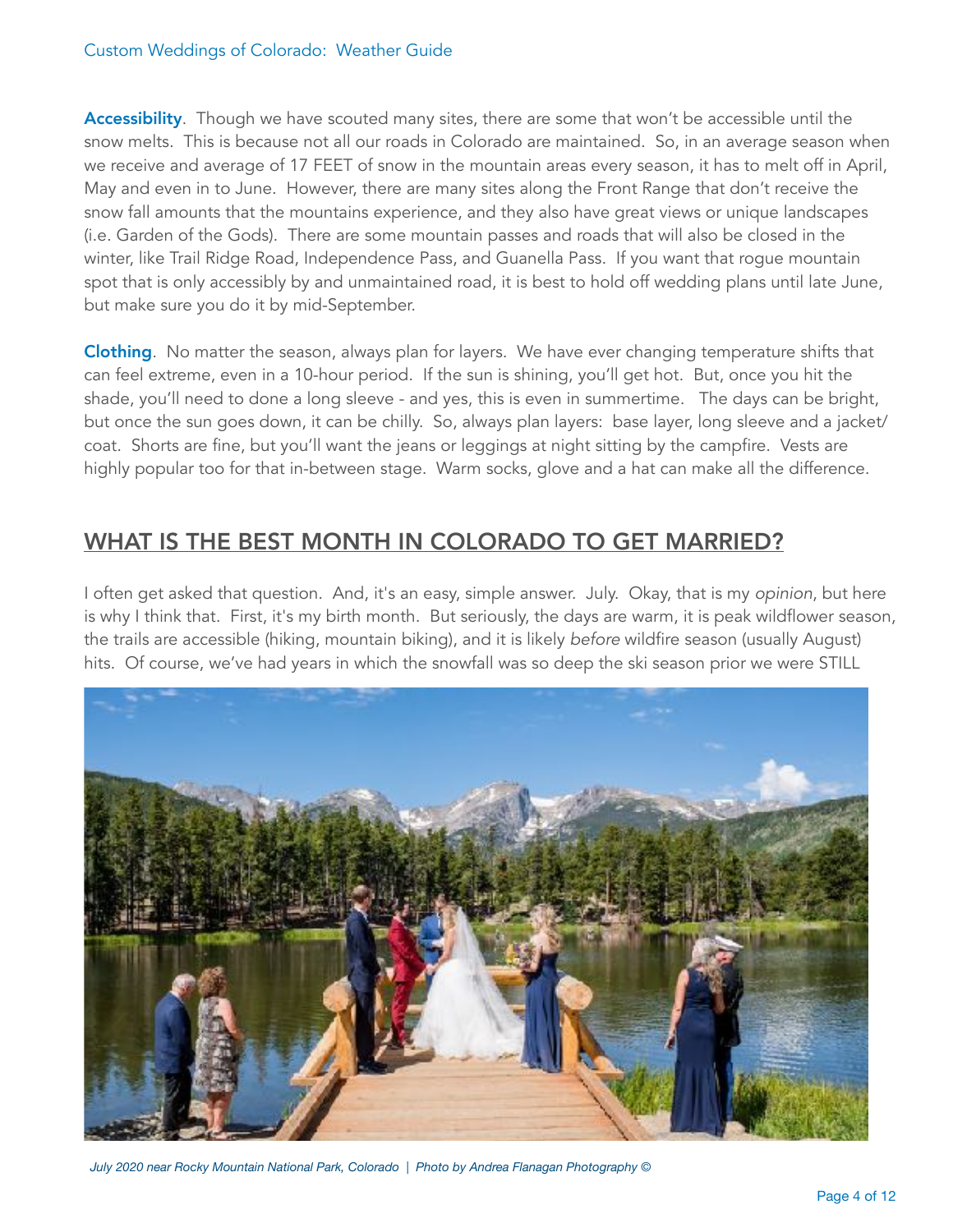**Accessibility**. Though we have scouted many sites, there are some that won't be accessible until the snow melts. This is because not all our roads in Colorado are maintained. So, in an average season when we receive and average of 17 FEET of snow in the mountain areas every season, it has to melt off in April, May and even in to June. However, there are many sites along the Front Range that don't receive the snow fall amounts that the mountains experience, and they also have great views or unique landscapes (i.e. Garden of the Gods). There are some mountain passes and roads that will also be closed in the winter, like Trail Ridge Road, Independence Pass, and Guanella Pass. If you want that rogue mountain spot that is only accessibly by and unmaintained road, it is best to hold off wedding plans until late June, but make sure you do it by mid-September.

**Clothing**. No matter the season, always plan for layers. We have ever changing temperature shifts that can feel extreme, even in a 10-hour period. If the sun is shining, you'll get hot. But, once you hit the shade, you'll need to done a long sleeve - and yes, this is even in summertime. The days can be bright, but once the sun goes down, it can be chilly. So, always plan layers: base layer, long sleeve and a jacket/coat. Shorts are fine, but you'll want the jeans or leggings at night sitting by the campfire. Vests are highly popular too for that in-between stage. Warm socks, glove and a hat can make all the difference.

## WHAT IS THE BEST MONTH IN COLORADO TO GET MARRIED?

I often get asked that question. And, it's an easy, simple answer. July. Okay, that is my *opinion*, but here is why I think that. First, it's my birth month. But seriously, the days are warm, it is peak wildflower season, the trails are accessible (hiking, mountain biking), and it is likely *before* wildfire season (usually August) hits. Of course, we've had years in which the snowfall was so deep the ski season prior we were STILL

*July 2020 near Rocky Mountain National Park, Colorado | Photo by Andrea Flanagan Photography ©*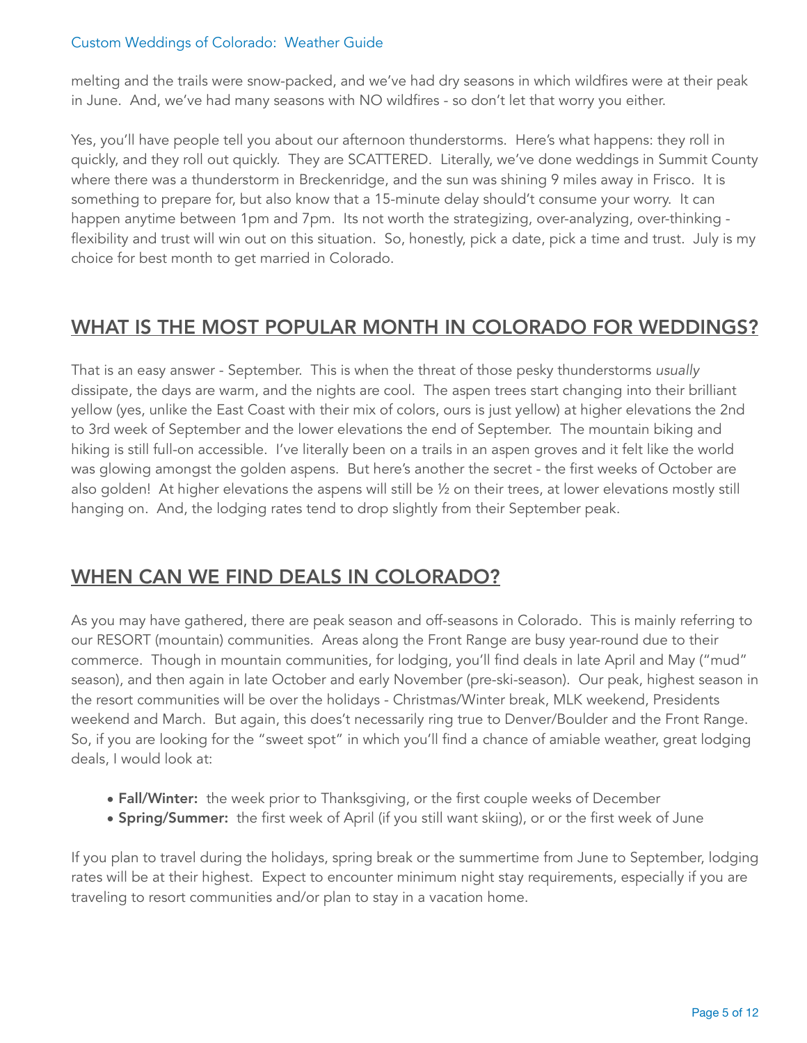melting and the trails were snow-packed, and we've had dry seasons in which wildfires were at their peak in June. And, we've had many seasons with NO wildfires - so don't let that worry you either.

Yes, you'll have people tell you about our afternoon thunderstorms. Here's what happens: they roll in quickly, and they roll out quickly. They are SCATTERED. Literally, we've done weddings in Summit County where there was a thunderstorm in Breckenridge, and the sun was shining 9 miles away in Frisco. It is something to prepare for, but also know that a 15-minute delay should't consume your worry. It can happen anytime between 1pm and 7pm. Its not worth the strategizing, over-analyzing, over-thinking - flexibility and trust will win out on this situation. So, honestly, pick a date, pick a time and trust. July is my choice for best month to get married in Colorado.

## WHAT IS THE MOST POPULAR MONTH IN COLORADO FOR WEDDINGS?

That is an easy answer - September. This is when the threat of those pesky thunderstorms *usually* dissipate, the days are warm, and the nights are cool. The aspen trees start changing into their brilliant yellow (yes, unlike the East Coast with their mix of colors, ours is just yellow) at higher elevations the 2nd to 3rd week of September and the lower elevations the end of September. The mountain biking and hiking is still full-on accessible. I've literally been on a trails in an aspen groves and it felt like the world was glowing amongst the golden aspens. But here's another the secret - the first weeks of October are also golden! At higher elevations the aspens will still be ½ on their trees, at lower elevations mostly still hanging on. And, the lodging rates tend to drop slightly from their September peak.

## WHEN CAN WE FIND DEALS IN COLORADO?

As you may have gathered, there are peak season and off-seasons in Colorado. This is mainly referring to our RESORT (mountain) communities. Areas along the Front Range are busy year-round due to their commerce. Though in mountain communities, for lodging, you'll find deals in late April and May ("mud" season), and then again in late October and early November (pre-ski-season). Our peak, highest season in the resort communities will be over the holidays - Christmas/Winter break, MLK weekend, Presidents weekend and March. But again, this does't necessarily ring true to Denver/Boulder and the Front Range. So, if you are looking for the "sweet spot" in which you'll find a chance of amiable weather, great lodging deals, I would look at:

- **Fall/Winter:** the week prior to Thanksgiving, or the first couple weeks of December
- **Spring/Summer:** the first week of April (if you still want skiing), or or the first week of June

If you plan to travel during the holidays, spring break or the summertime from June to September, lodging rates will be at their highest. Expect to encounter minimum night stay requirements, especially if you are traveling to resort communities and/or plan to stay in a vacation home.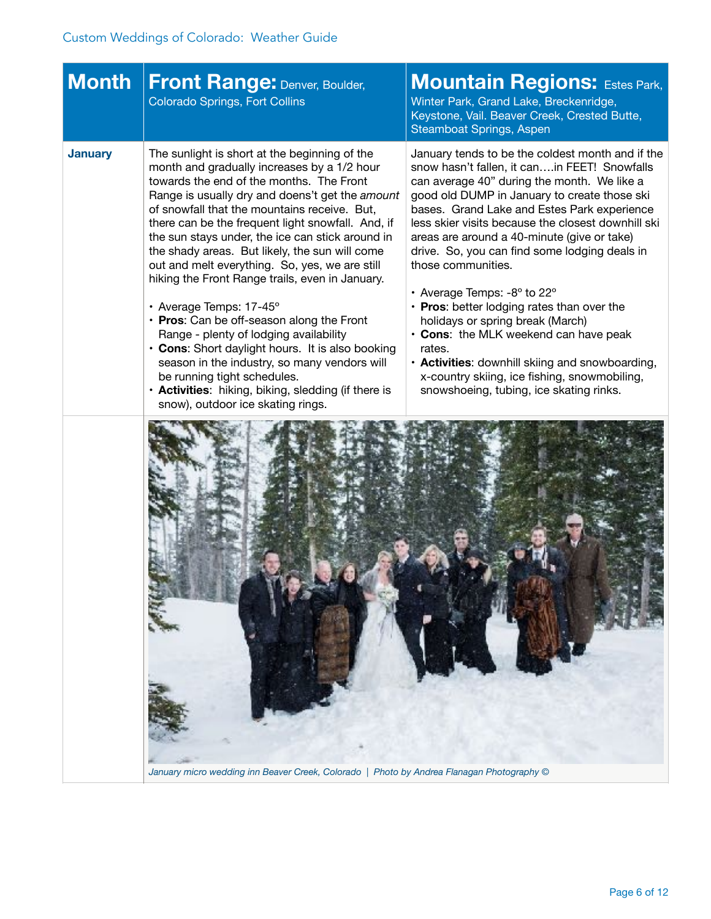Custom Weddings of Colorado: Weather Guide

| Month | Front Range: Denver, Boulder, Colorado Springs, Fort Collins | Mountain Regions: Estes Park, Winter Park, Grand Lake, Breckenridge, Keystone, Vail. Beaver Creek, Crested Butte, Steamboat Springs, Aspen |
|---|---|---|
| **January** | The sunlight is short at the beginning of the month and gradually increases by a 1/2 hour towards the end of the months. The Front Range is usually dry and doens't get the *amount* of snowfall that the mountains receive. But, there can be the frequent light snowfall. And, if the sun stays under, the ice can stick around in the shady areas. But likely, the sun will come out and melt everything. So, yes, we are still hiking the Front Range trails, even in January.<br><br>• Average Temps: 17-45º<br>• **Pros**: Can be off-season along the Front Range - plenty of lodging availability<br>• **Cons**: Short daylight hours. It is also booking season in the industry, so many vendors will be running tight schedules.<br>• **Activities**: hiking, biking, sledding (if there is snow), outdoor ice skating rings. | January tends to be the coldest month and if the snow hasn't fallen, it can….in FEET! Snowfalls can average 40" during the month. We like a good old DUMP in January to create those ski bases. Grand Lake and Estes Park experience less skier visits because the closest downhill ski areas are around a 40-minute (give or take) drive. So, you can find some lodging deals in those communities.<br><br>• Average Temps: -8º to 22º<br>• **Pros**: better lodging rates than over the holidays or spring break (March)<br>• **Cons**: the MLK weekend can have peak rates.<br>• **Activities**: downhill skiing and snowboarding, x-country skiing, ice fishing, snowmobiling, snowshoeing, tubing, ice skating rinks. |

*January micro wedding inn Beaver Creek, Colorado | Photo by Andrea Flanagan Photography ©*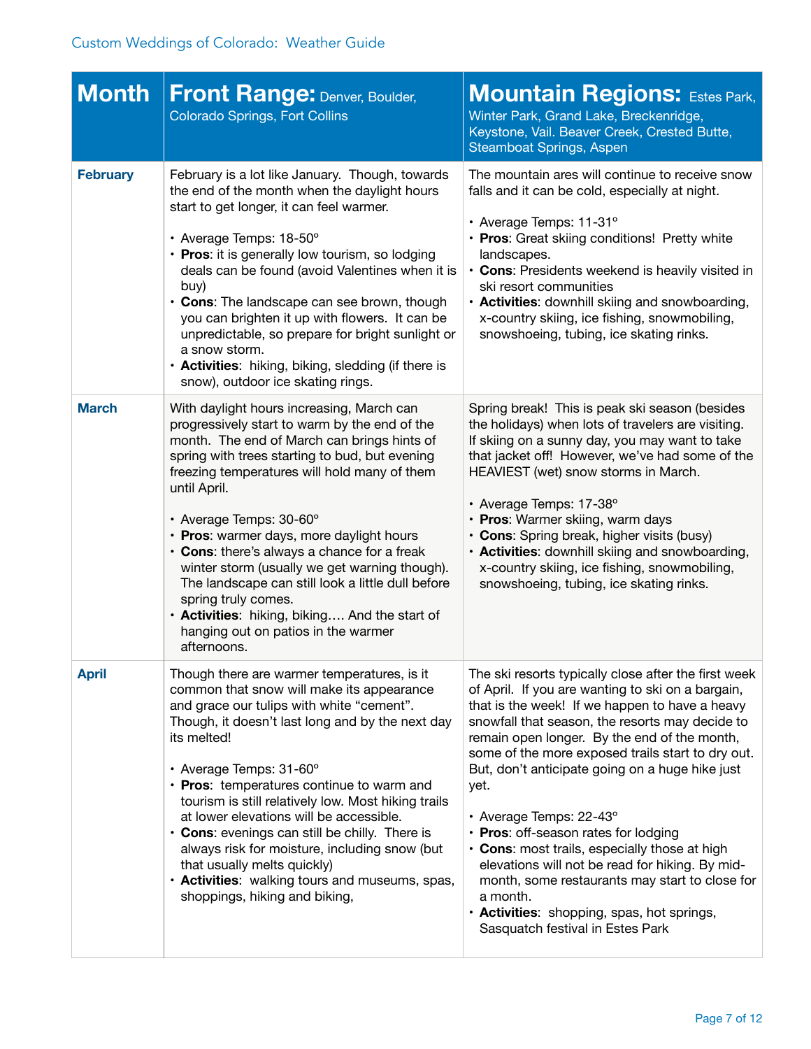Custom Weddings of Colorado: Weather Guide

| Month | **Front Range:** Denver, Boulder, Colorado Springs, Fort Collins | **Mountain Regions:** Estes Park, Winter Park, Grand Lake, Breckenridge, Keystone, Vail. Beaver Creek, Crested Butte, Steamboat Springs, Aspen |
|---|---|---|
| **February** | February is a lot like January. Though, towards the end of the month when the daylight hours start to get longer, it can feel warmer.<br><br>• Average Temps: 18-50º<br>• **Pros**: it is generally low tourism, so lodging deals can be found (avoid Valentines when it is buy)<br>• **Cons**: The landscape can see brown, though you can brighten it up with flowers. It can be unpredictable, so prepare for bright sunlight or a snow storm.<br>• **Activities**: hiking, biking, sledding (if there is snow), outdoor ice skating rings. | The mountain ares will continue to receive snow falls and it can be cold, especially at night.<br><br>• Average Temps: 11-31º<br>• **Pros**: Great skiing conditions! Pretty white landscapes.<br>• **Cons**: Presidents weekend is heavily visited in ski resort communities<br>• **Activities**: downhill skiing and snowboarding, x-country skiing, ice fishing, snowmobiling, snowshoeing, tubing, ice skating rinks. |
| **March** | With daylight hours increasing, March can progressively start to warm by the end of the month. The end of March can brings hints of spring with trees starting to bud, but evening freezing temperatures will hold many of them until April.<br><br>• Average Temps: 30-60º<br>• **Pros**: warmer days, more daylight hours<br>• **Cons**: there's always a chance for a freak winter storm (usually we get warning though). The landscape can still look a little dull before spring truly comes.<br>• **Activities**: hiking, biking…. And the start of hanging out on patios in the warmer afternoons. | Spring break! This is peak ski season (besides the holidays) when lots of travelers are visiting. If skiing on a sunny day, you may want to take that jacket off! However, we've had some of the HEAVIEST (wet) snow storms in March.<br><br>• Average Temps: 17-38º<br>• **Pros**: Warmer skiing, warm days<br>• **Cons**: Spring break, higher visits (busy)<br>• **Activities**: downhill skiing and snowboarding, x-country skiing, ice fishing, snowmobiling, snowshoeing, tubing, ice skating rinks. |
| **April** | Though there are warmer temperatures, is it common that snow will make its appearance and grace our tulips with white "cement". Though, it doesn't last long and by the next day its melted!<br><br>• Average Temps: 31-60º<br>• **Pros**: temperatures continue to warm and tourism is still relatively low. Most hiking trails at lower elevations will be accessible.<br>• **Cons**: evenings can still be chilly. There is always risk for moisture, including snow (but that usually melts quickly)<br>• **Activities**: walking tours and museums, spas, shoppings, hiking and biking, | The ski resorts typically close after the first week of April. If you are wanting to ski on a bargain, that is the week! If we happen to have a heavy snowfall that season, the resorts may decide to remain open longer. By the end of the month, some of the more exposed trails start to dry out. But, don't anticipate going on a huge hike just yet.<br><br>• Average Temps: 22-43º<br>• **Pros**: off-season rates for lodging<br>• **Cons**: most trails, especially those at high elevations will not be read for hiking. By mid-month, some restaurants may start to close for a month.<br>• **Activities**: shopping, spas, hot springs, Sasquatch festival in Estes Park |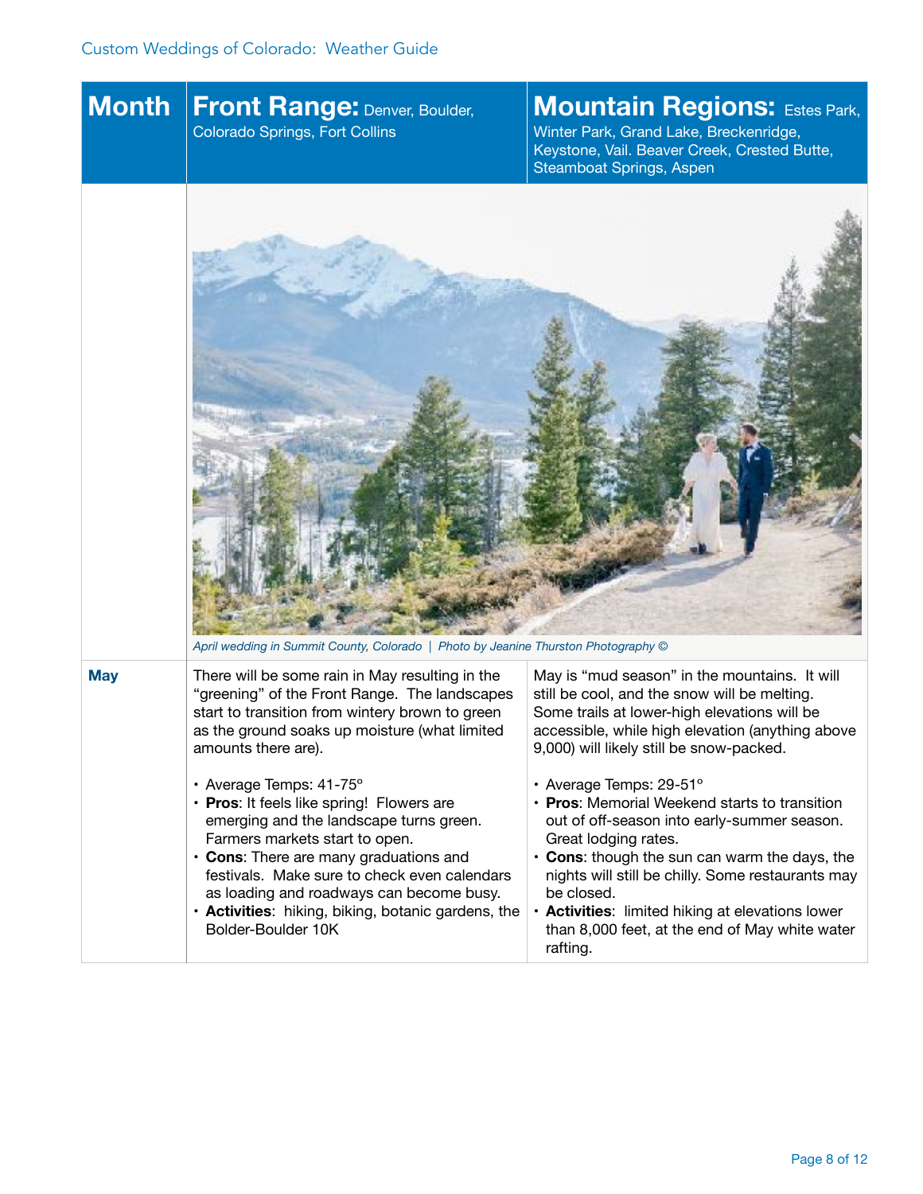| Month | **Front Range:** Denver, Boulder, Colorado Springs, Fort Collins | **Mountain Regions:** Estes Park, Winter Park, Grand Lake, Breckenridge, Keystone, Vail. Beaver Creek, Crested Butte, Steamboat Springs, Aspen |
|---|---|---|
| | *April wedding in Summit County, Colorado \| Photo by Jeanine Thurston Photography ©* | |
| **May** | There will be some rain in May resulting in the "greening" of the Front Range. The landscapes start to transition from wintery brown to green as the ground soaks up moisture (what limited amounts there are).<br><br>• Average Temps: 41-75º<br>• **Pros**: It feels like spring! Flowers are emerging and the landscape turns green. Farmers markets start to open.<br>• **Cons**: There are many graduations and festivals. Make sure to check even calendars as loading and roadways can become busy.<br>• **Activities**: hiking, biking, botanic gardens, the Bolder-Boulder 10K | May is "mud season" in the mountains. It will still be cool, and the snow will be melting. Some trails at lower-high elevations will be accessible, while high elevation (anything above 9,000) will likely still be snow-packed.<br><br>• Average Temps: 29-51º<br>• **Pros**: Memorial Weekend starts to transition out of off-season into early-summer season. Great lodging rates.<br>• **Cons**: though the sun can warm the days, the nights will still be chilly. Some restaurants may be closed.<br>• **Activities**: limited hiking at elevations lower than 8,000 feet, at the end of May white water rafting. |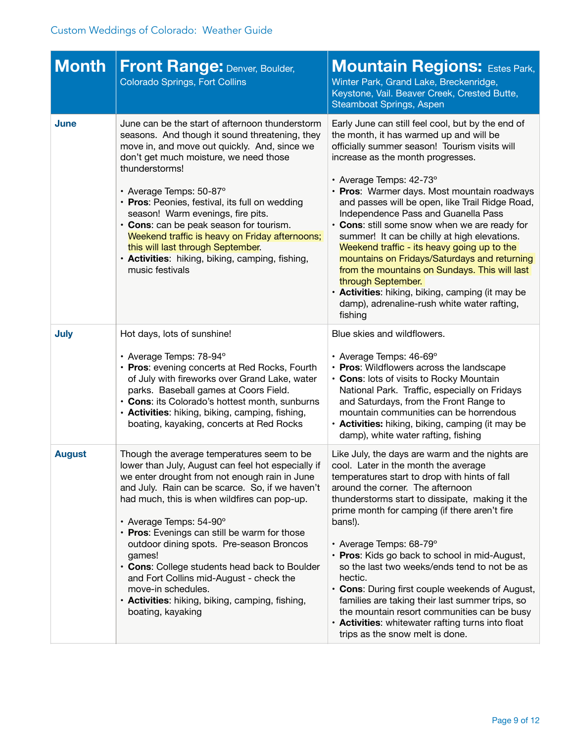Custom Weddings of Colorado: Weather Guide

| Month | **Front Range:** Denver, Boulder, Colorado Springs, Fort Collins | **Mountain Regions:** Estes Park, Winter Park, Grand Lake, Breckenridge, Keystone, Vail. Beaver Creek, Crested Butte, Steamboat Springs, Aspen |
|---|---|---|
| **June** | June can be the start of afternoon thunderstorm seasons. And though it sound threatening, they move in, and move out quickly. And, since we don't get much moisture, we need those thunderstorms!<br><br>• Average Temps: 50-87º<br>• **Pros**: Peonies, festival, its full on wedding season! Warm evenings, fire pits.<br>• **Cons**: can be peak season for tourism. Weekend traffic is heavy on Friday afternoons; this will last through September.<br>• **Activities**: hiking, biking, camping, fishing, music festivals | Early June can still feel cool, but by the end of the month, it has warmed up and will be officially summer season! Tourism visits will increase as the month progresses.<br><br>• Average Temps: 42-73º<br>• **Pros**: Warmer days. Most mountain roadways and passes will be open, like Trail Ridge Road, Independence Pass and Guanella Pass<br>• **Cons**: still some snow when we are ready for summer! It can be chilly at high elevations. Weekend traffic - its heavy going up to the mountains on Fridays/Saturdays and returning from the mountains on Sundays. This will last through September.<br>• **Activities**: hiking, biking, camping (it may be damp), adrenaline-rush white water rafting, fishing |
| **July** | Hot days, lots of sunshine!<br><br>• Average Temps: 78-94º<br>• **Pros**: evening concerts at Red Rocks, Fourth of July with fireworks over Grand Lake, water parks. Baseball games at Coors Field.<br>• **Cons**: its Colorado's hottest month, sunburns<br>• **Activities**: hiking, biking, camping, fishing, boating, kayaking, concerts at Red Rocks | Blue skies and wildflowers.<br><br>• Average Temps: 46-69º<br>• **Pros**: Wildflowers across the landscape<br>• **Cons**: lots of visits to Rocky Mountain National Park. Traffic, especially on Fridays and Saturdays, from the Front Range to mountain communities can be horrendous<br>• **Activities:** hiking, biking, camping (it may be damp), white water rafting, fishing |
| **August** | Though the average temperatures seem to be lower than July, August can feel hot especially if we enter drought from not enough rain in June and July. Rain can be scarce. So, if we haven't had much, this is when wildfires can pop-up.<br><br>• Average Temps: 54-90º<br>• **Pros**: Evenings can still be warm for those outdoor dining spots. Pre-season Broncos games!<br>• **Cons**: College students head back to Boulder and Fort Collins mid-August - check the move-in schedules.<br>• **Activities**: hiking, biking, camping, fishing, boating, kayaking | Like July, the days are warm and the nights are cool. Later in the month the average temperatures start to drop with hints of fall around the corner. The afternoon thunderstorms start to dissipate, making it the prime month for camping (if there aren't fire bans!).<br><br>• Average Temps: 68-79º<br>• **Pros**: Kids go back to school in mid-August, so the last two weeks/ends tend to not be as hectic.<br>• **Cons**: During first couple weekends of August, families are taking their last summer trips, so the mountain resort communities can be busy<br>• **Activities**: whitewater rafting turns into float trips as the snow melt is done. |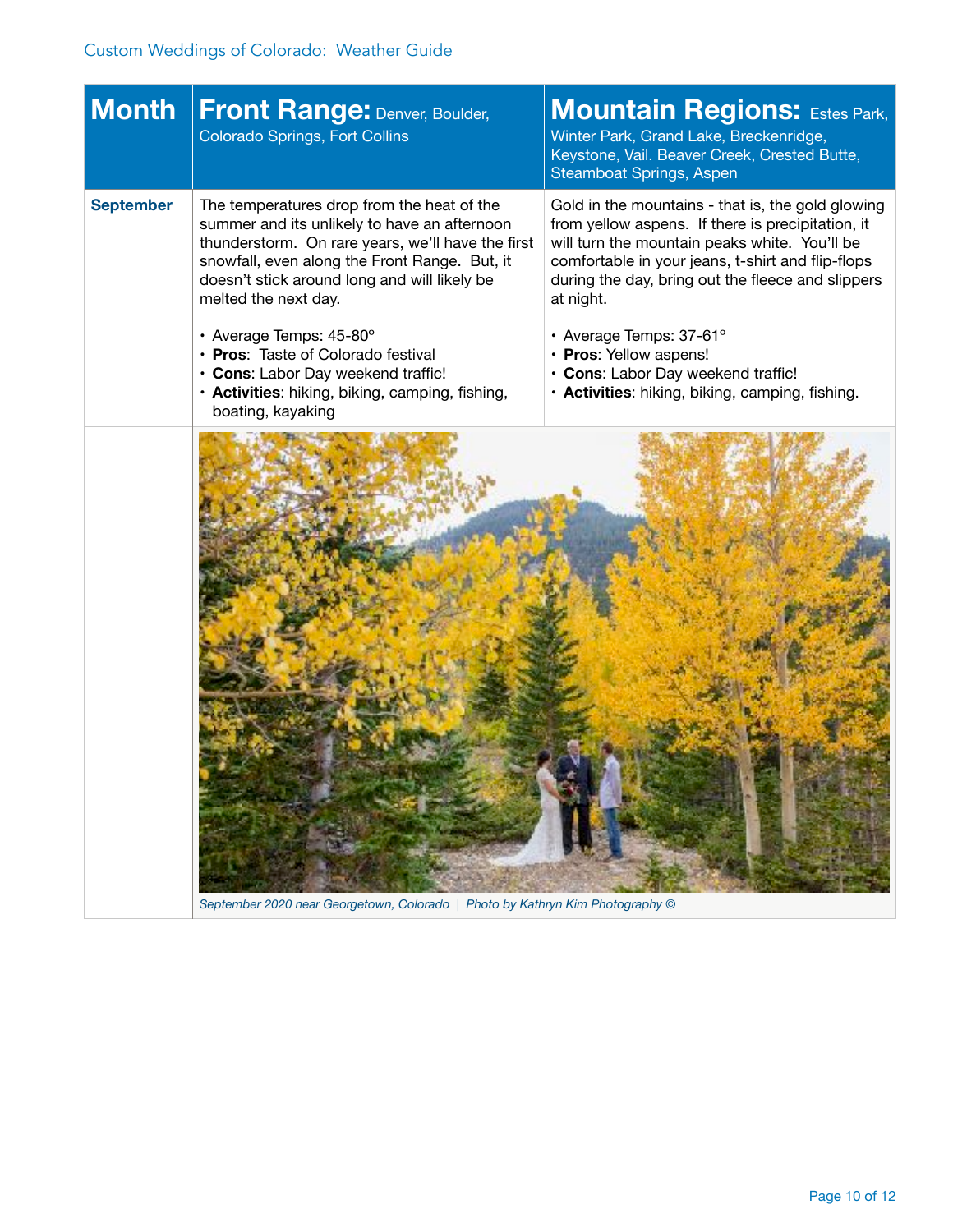| Month | **Front Range:** Denver, Boulder, Colorado Springs, Fort Collins | **Mountain Regions:** Estes Park, Winter Park, Grand Lake, Breckenridge, Keystone, Vail. Beaver Creek, Crested Butte, Steamboat Springs, Aspen |
|---|---|---|
| **September** | The temperatures drop from the heat of the summer and its unlikely to have an afternoon thunderstorm. On rare years, we'll have the first snowfall, even along the Front Range. But, it doesn't stick around long and will likely be melted the next day.<br><br>• Average Temps: 45-80º<br>• **Pros**: Taste of Colorado festival<br>• **Cons**: Labor Day weekend traffic!<br>• **Activities**: hiking, biking, camping, fishing, boating, kayaking | Gold in the mountains - that is, the gold glowing from yellow aspens. If there is precipitation, it will turn the mountain peaks white. You'll be comfortable in your jeans, t-shirt and flip-flops during the day, bring out the fleece and slippers at night.<br><br>• Average Temps: 37-61º<br>• **Pros**: Yellow aspens!<br>• **Cons**: Labor Day weekend traffic!<br>• **Activities**: hiking, biking, camping, fishing. |

*September 2020 near Georgetown, Colorado | Photo by Kathryn Kim Photography ©*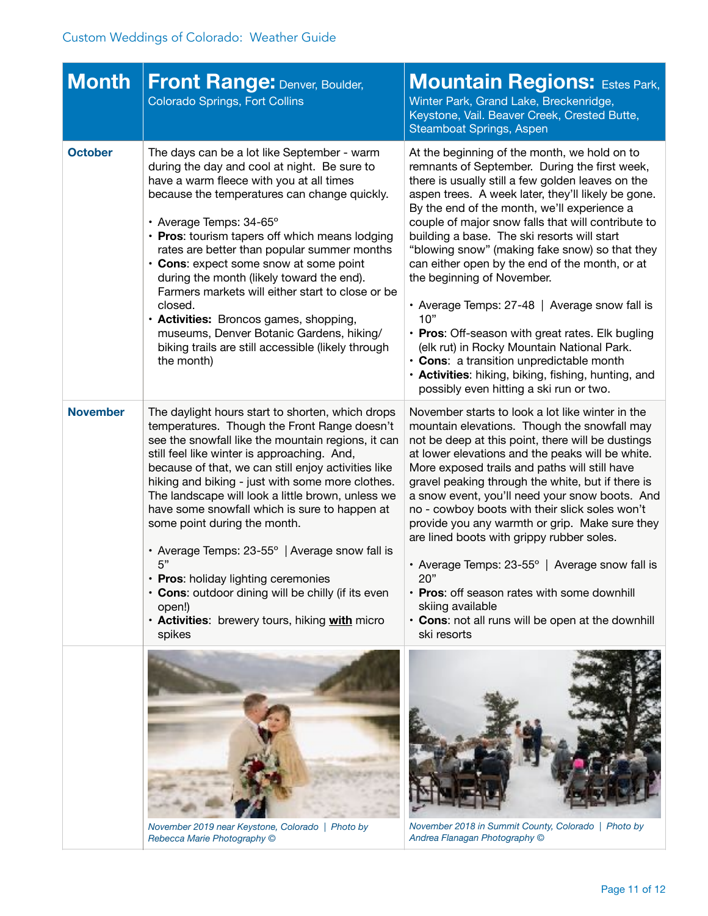Custom Weddings of Colorado: Weather Guide

| Month | Front Range: Denver, Boulder, Colorado Springs, Fort Collins | Mountain Regions: Estes Park, Winter Park, Grand Lake, Breckenridge, Keystone, Vail. Beaver Creek, Crested Butte, Steamboat Springs, Aspen |
|---|---|---|
| **October** | The days can be a lot like September - warm during the day and cool at night. Be sure to have a warm fleece with you at all times because the temperatures can change quickly.<br><br>• Average Temps: 34-65º<br>• **Pros**: tourism tapers off which means lodging rates are better than popular summer months<br>• **Cons**: expect some snow at some point during the month (likely toward the end). Farmers markets will either start to close or be closed.<br>• **Activities:** Broncos games, shopping, museums, Denver Botanic Gardens, hiking/biking trails are still accessible (likely through the month) | At the beginning of the month, we hold on to remnants of September. During the first week, there is usually still a few golden leaves on the aspen trees. A week later, they'll likely be gone. By the end of the month, we'll experience a couple of major snow falls that will contribute to building a base. The ski resorts will start "blowing snow" (making fake snow) so that they can either open by the end of the month, or at the beginning of November.<br><br>• Average Temps: 27-48 \| Average snow fall is 10"<br>• **Pros**: Off-season with great rates. Elk bugling (elk rut) in Rocky Mountain National Park.<br>• **Cons**: a transition unpredictable month<br>• **Activities**: hiking, biking, fishing, hunting, and possibly even hitting a ski run or two. |
| **November** | The daylight hours start to shorten, which drops temperatures. Though the Front Range doesn't see the snowfall like the mountain regions, it can still feel like winter is approaching. And, because of that, we can still enjoy activities like hiking and biking - just with some more clothes. The landscape will look a little brown, unless we have some snowfall which is sure to happen at some point during the month.<br><br>• Average Temps: 23-55º \| Average snow fall is 5"<br>• **Pros**: holiday lighting ceremonies<br>• **Cons**: outdoor dining will be chilly (if its even open!)<br>• **Activities**: brewery tours, hiking **with** micro spikes | November starts to look a lot like winter in the mountain elevations. Though the snowfall may not be deep at this point, there will be dustings at lower elevations and the peaks will be white. More exposed trails and paths will still have gravel peaking through the white, but if there is a snow event, you'll need your snow boots. And no - cowboy boots with their slick soles won't provide you any warmth or grip. Make sure they are lined boots with grippy rubber soles.<br><br>• Average Temps: 23-55º \| Average snow fall is 20"<br>• **Pros**: off season rates with some downhill skiing available<br>• **Cons**: not all runs will be open at the downhill ski resorts |
| | *November 2019 near Keystone, Colorado \| Photo by Rebecca Marie Photography ©* | *November 2018 in Summit County, Colorado \| Photo by Andrea Flanagan Photography ©* |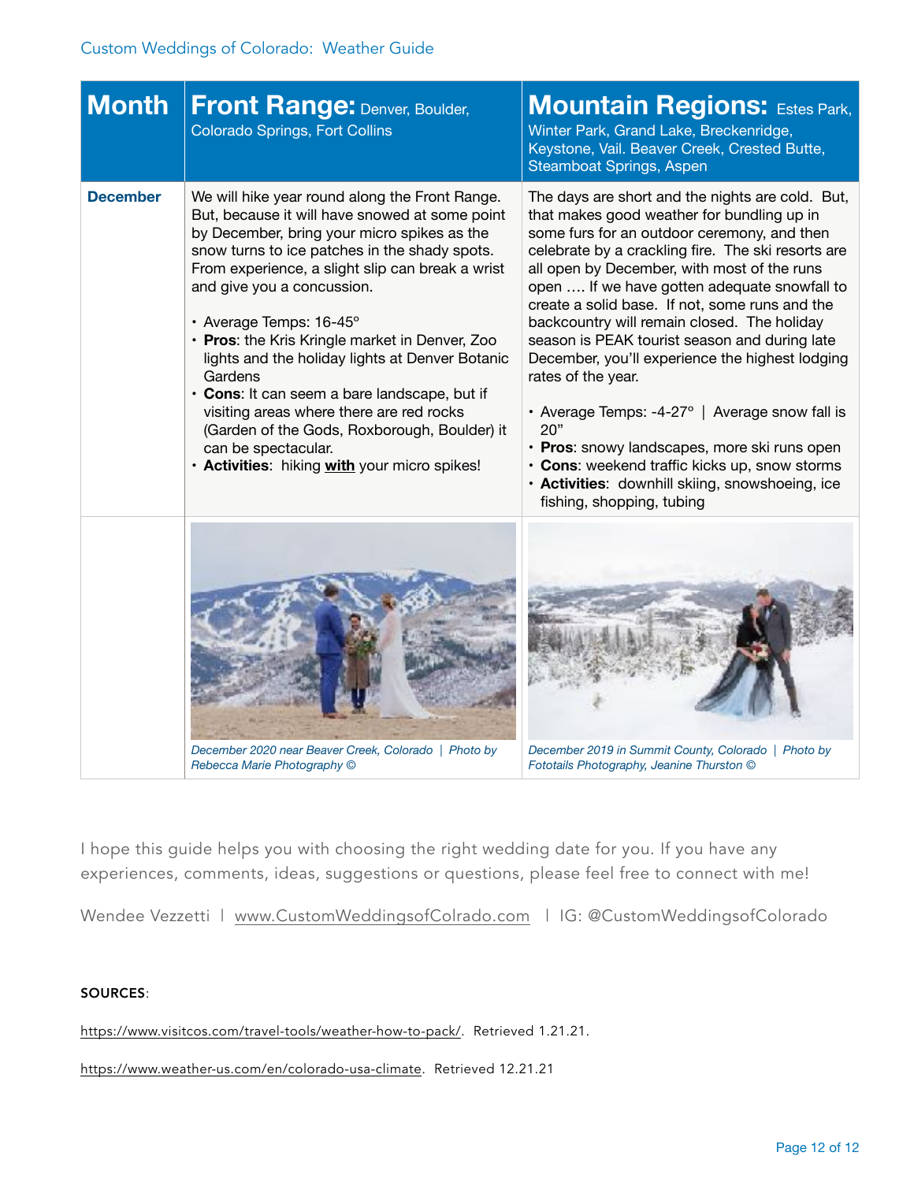| Month | **Front Range:** Denver, Boulder, Colorado Springs, Fort Collins | **Mountain Regions:** Estes Park, Winter Park, Grand Lake, Breckenridge, Keystone, Vail. Beaver Creek, Crested Butte, Steamboat Springs, Aspen |
|---|---|---|
| **December** | We will hike year round along the Front Range. But, because it will have snowed at some point by December, bring your micro spikes as the snow turns to ice patches in the shady spots. From experience, a slight slip can break a wrist and give you a concussion.<br><br>• Average Temps: 16-45º<br>• **Pros**: the Kris Kringle market in Denver, Zoo lights and the holiday lights at Denver Botanic Gardens<br>• **Cons**: It can seem a bare landscape, but if visiting areas where there are red rocks (Garden of the Gods, Roxborough, Boulder) it can be spectacular.<br>• **Activities**: hiking **with** your micro spikes! | The days are short and the nights are cold. But, that makes good weather for bundling up in some furs for an outdoor ceremony, and then celebrate by a crackling fire. The ski resorts are all open by December, with most of the runs open …. If we have gotten adequate snowfall to create a solid base. If not, some runs and the backcountry will remain closed. The holiday season is PEAK tourist season and during late December, you'll experience the highest lodging rates of the year.<br><br>• Average Temps: -4-27º \| Average snow fall is 20"<br>• **Pros**: snowy landscapes, more ski runs open<br>• **Cons**: weekend traffic kicks up, snow storms<br>• **Activities**: downhill skiing, snowshoeing, ice fishing, shopping, tubing |
| | *December 2020 near Beaver Creek, Colorado \| Photo by Rebecca Marie Photography ©* | *December 2019 in Summit County, Colorado \| Photo by Fototails Photography, Jeanine Thurston ©* |

I hope this guide helps you with choosing the right wedding date for you. If you have any experiences, comments, ideas, suggestions or questions, please feel free to connect with me!

Wendee Vezzetti | www.CustomWeddingsofColrado.com | IG: @CustomWeddingsofColorado

**SOURCES**:

https://www.visitcos.com/travel-tools/weather-how-to-pack/. Retrieved 1.21.21.

https://www.weather-us.com/en/colorado-usa-climate. Retrieved 12.21.21